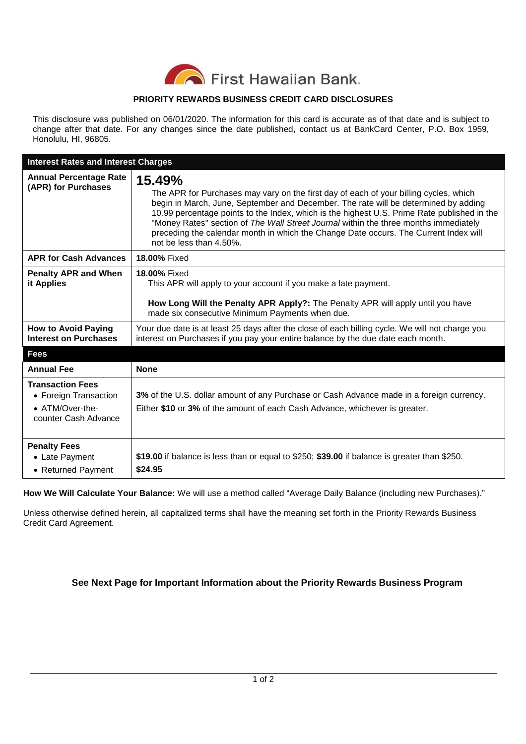First Hawaiian Bank.

## PRIORITY REWARDS BUSINESS CREDIT CARD DISCLOSURES

This disclosure was published on 06/01/2020. The information for this card is accurate as of that date and is subject to change after that date. For any changes since the date published, contact us at BankCard Center, P.O. Box 1959, Honolulu, HI, 96805.

| **Interest Rates and Interest Charges** | |
|---|---|
| **Annual Percentage Rate (APR) for Purchases** | **15.49%**<br>The APR for Purchases may vary on the first day of each of your billing cycles, which begin in March, June, September and December. The rate will be determined by adding 10.99 percentage points to the Index, which is the highest U.S. Prime Rate published in the "Money Rates" section of *The Wall Street Journal* within the three months immediately preceding the calendar month in which the Change Date occurs. The Current Index will not be less than 4.50%. |
| **APR for Cash Advances** | **18.00%** Fixed |
| **Penalty APR and When it Applies** | **18.00%** Fixed<br>This APR will apply to your account if you make a late payment.<br><br>**How Long Will the Penalty APR Apply?:** The Penalty APR will apply until you have made six consecutive Minimum Payments when due. |
| **How to Avoid Paying Interest on Purchases** | Your due date is at least 25 days after the close of each billing cycle. We will not charge you interest on Purchases if you pay your entire balance by the due date each month. |
| **Fees** | |
| **Annual Fee** | **None** |
| **Transaction Fees**<br>• Foreign Transaction<br>• ATM/Over-the-counter Cash Advance | <br>**3%** of the U.S. dollar amount of any Purchase or Cash Advance made in a foreign currency.<br>Either **$10** or **3%** of the amount of each Cash Advance, whichever is greater. |
| **Penalty Fees**<br>• Late Payment<br>• Returned Payment | <br>**$19.00** if balance is less than or equal to $250; **$39.00** if balance is greater than $250.<br>**$24.95** |

**How We Will Calculate Your Balance:** We will use a method called "Average Daily Balance (including new Purchases)."

Unless otherwise defined herein, all capitalized terms shall have the meaning set forth in the Priority Rewards Business Credit Card Agreement.

**See Next Page for Important Information about the Priority Rewards Business Program**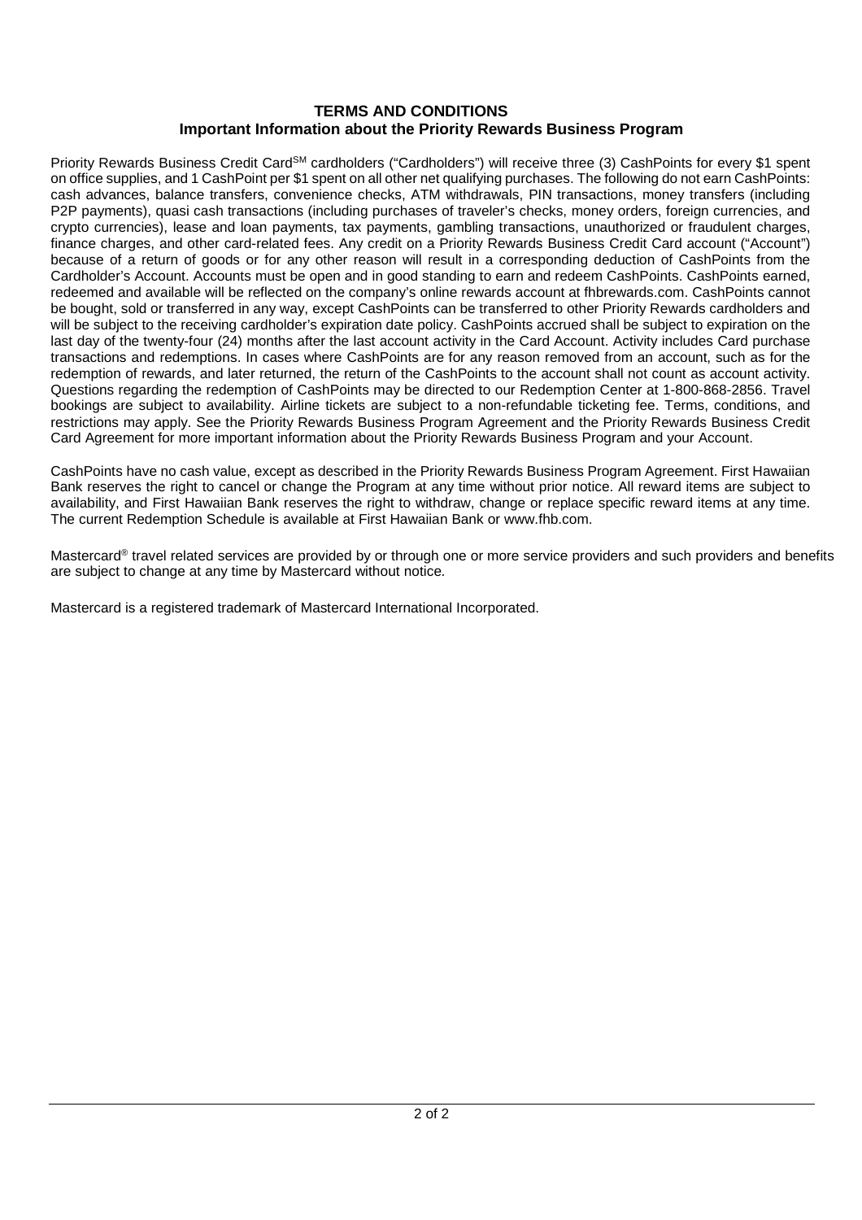## TERMS AND CONDITIONS

### Important Information about the Priority Rewards Business Program

Priority Rewards Business Credit Card[SM] cardholders ("Cardholders") will receive three (3) CashPoints for every $1 spent on office supplies, and 1 CashPoint per $1 spent on all other net qualifying purchases. The following do not earn CashPoints: cash advances, balance transfers, convenience checks, ATM withdrawals, PIN transactions, money transfers (including P2P payments), quasi cash transactions (including purchases of traveler's checks, money orders, foreign currencies, and crypto currencies), lease and loan payments, tax payments, gambling transactions, unauthorized or fraudulent charges, finance charges, and other card-related fees. Any credit on a Priority Rewards Business Credit Card account ("Account") because of a return of goods or for any other reason will result in a corresponding deduction of CashPoints from the Cardholder's Account. Accounts must be open and in good standing to earn and redeem CashPoints. CashPoints earned, redeemed and available will be reflected on the company's online rewards account at fhbrewards.com. CashPoints cannot be bought, sold or transferred in any way, except CashPoints can be transferred to other Priority Rewards cardholders and will be subject to the receiving cardholder's expiration date policy. CashPoints accrued shall be subject to expiration on the last day of the twenty-four (24) months after the last account activity in the Card Account. Activity includes Card purchase transactions and redemptions. In cases where CashPoints are for any reason removed from an account, such as for the redemption of rewards, and later returned, the return of the CashPoints to the account shall not count as account activity. Questions regarding the redemption of CashPoints may be directed to our Redemption Center at 1-800-868-2856. Travel bookings are subject to availability. Airline tickets are subject to a non-refundable ticketing fee. Terms, conditions, and restrictions may apply. See the Priority Rewards Business Program Agreement and the Priority Rewards Business Credit Card Agreement for more important information about the Priority Rewards Business Program and your Account.

CashPoints have no cash value, except as described in the Priority Rewards Business Program Agreement. First Hawaiian Bank reserves the right to cancel or change the Program at any time without prior notice. All reward items are subject to availability, and First Hawaiian Bank reserves the right to withdraw, change or replace specific reward items at any time. The current Redemption Schedule is available at First Hawaiian Bank or www.fhb.com.

Mastercard® travel related services are provided by or through one or more service providers and such providers and benefits are subject to change at any time by Mastercard without notice.

Mastercard is a registered trademark of Mastercard International Incorporated.